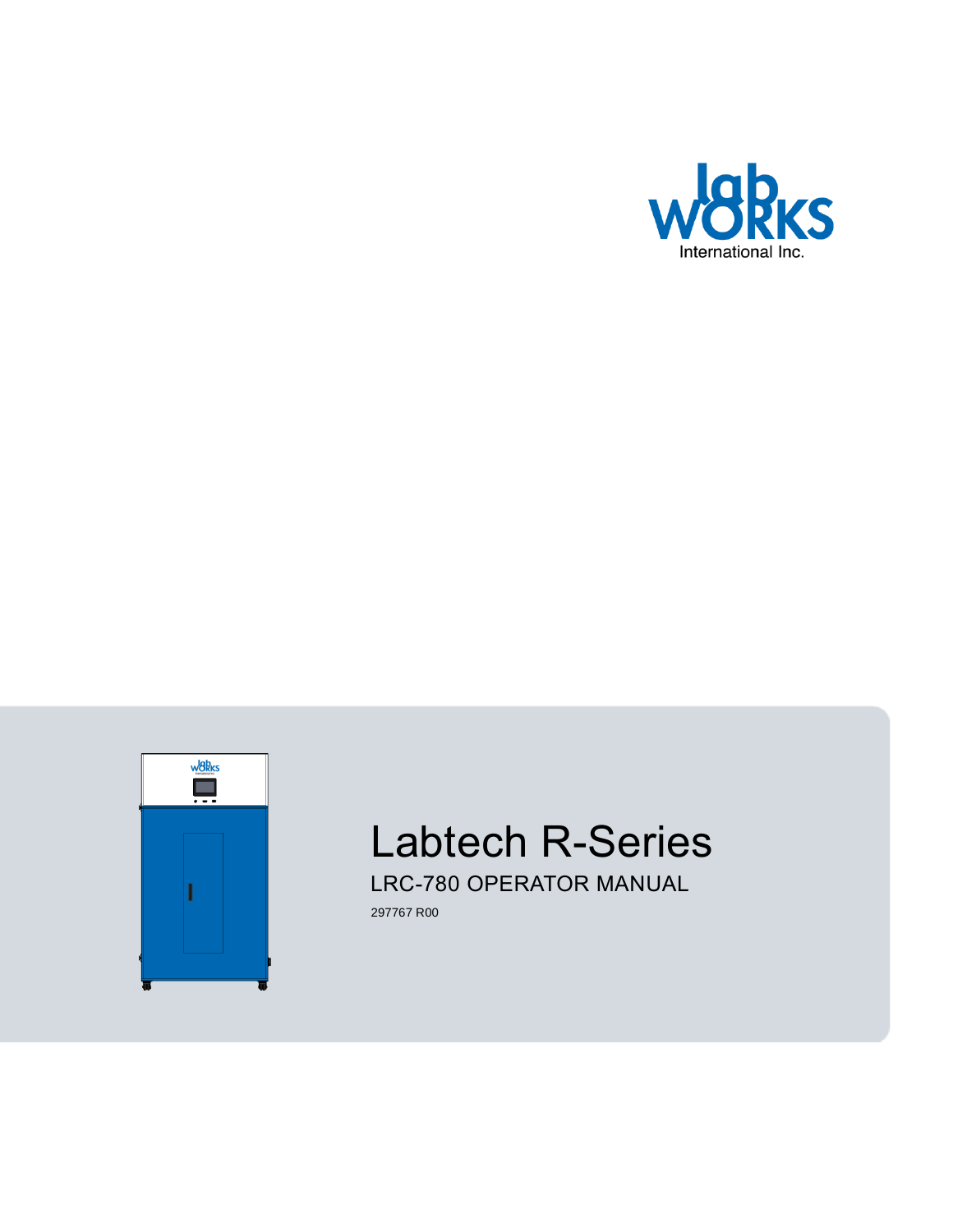lab WORKS International Inc.

# Labtech R-Series

## LRC-780 OPERATOR MANUAL

297767 R00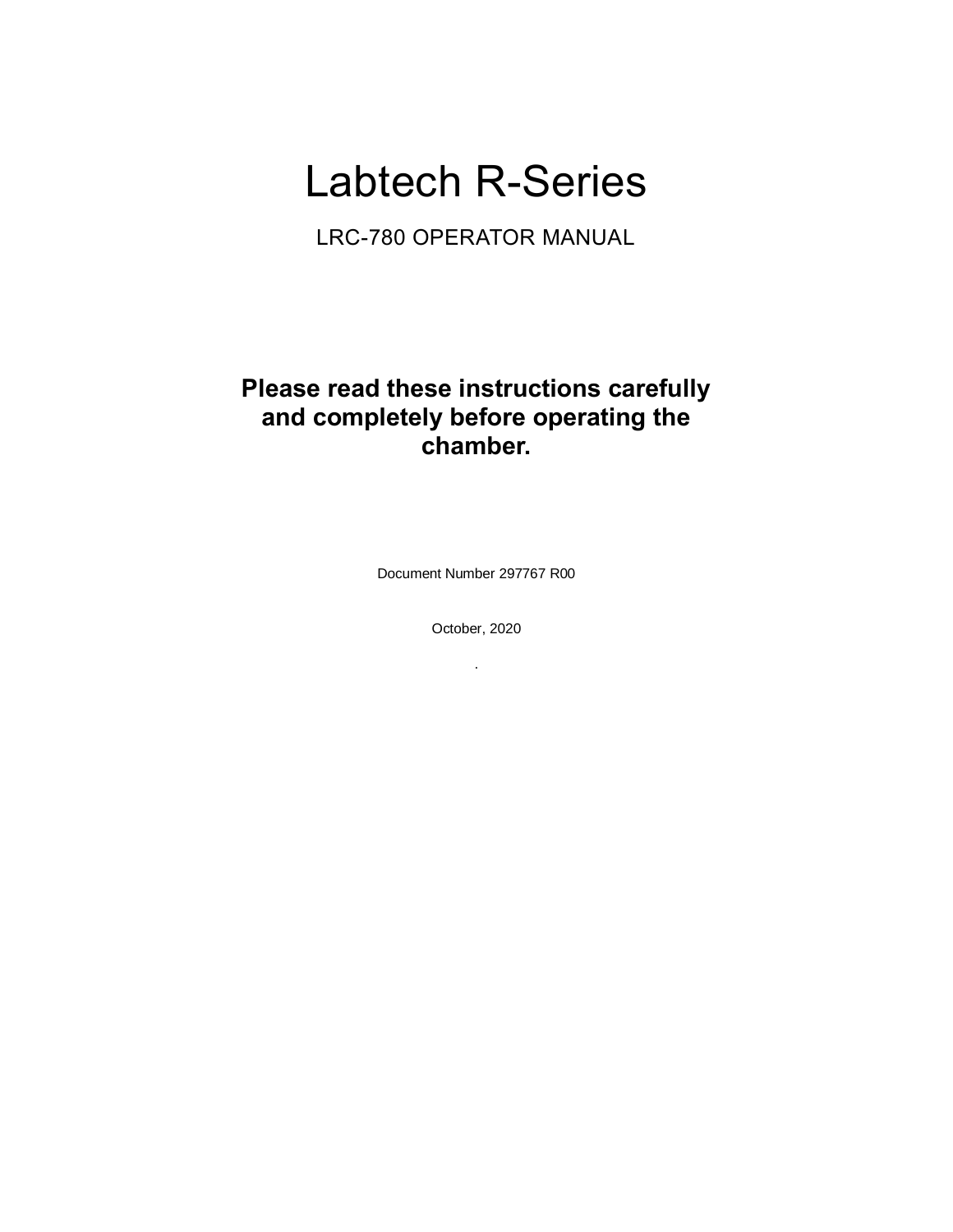# Labtech R-Series

## LRC-780 OPERATOR MANUAL

**Please read these instructions carefully and completely before operating the chamber.**

Document Number 297767 R00

October, 2020

.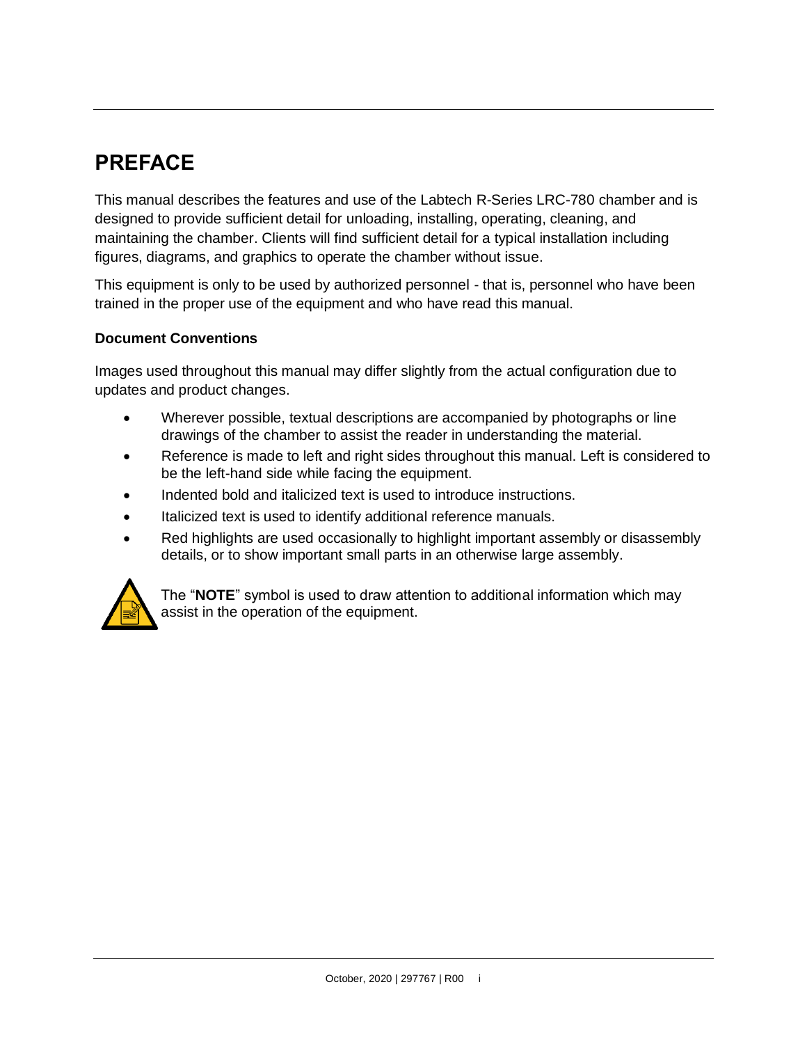# PREFACE

This manual describes the features and use of the Labtech R-Series LRC-780 chamber and is designed to provide sufficient detail for unloading, installing, operating, cleaning, and maintaining the chamber. Clients will find sufficient detail for a typical installation including figures, diagrams, and graphics to operate the chamber without issue.

This equipment is only to be used by authorized personnel - that is, personnel who have been trained in the proper use of the equipment and who have read this manual.

### Document Conventions

Images used throughout this manual may differ slightly from the actual configuration due to updates and product changes.

- Wherever possible, textual descriptions are accompanied by photographs or line drawings of the chamber to assist the reader in understanding the material.
- Reference is made to left and right sides throughout this manual. Left is considered to be the left-hand side while facing the equipment.
- Indented bold and italicized text is used to introduce instructions.
- Italicized text is used to identify additional reference manuals.
- Red highlights are used occasionally to highlight important assembly or disassembly details, or to show important small parts in an otherwise large assembly.

The "**NOTE**" symbol is used to draw attention to additional information which may assist in the operation of the equipment.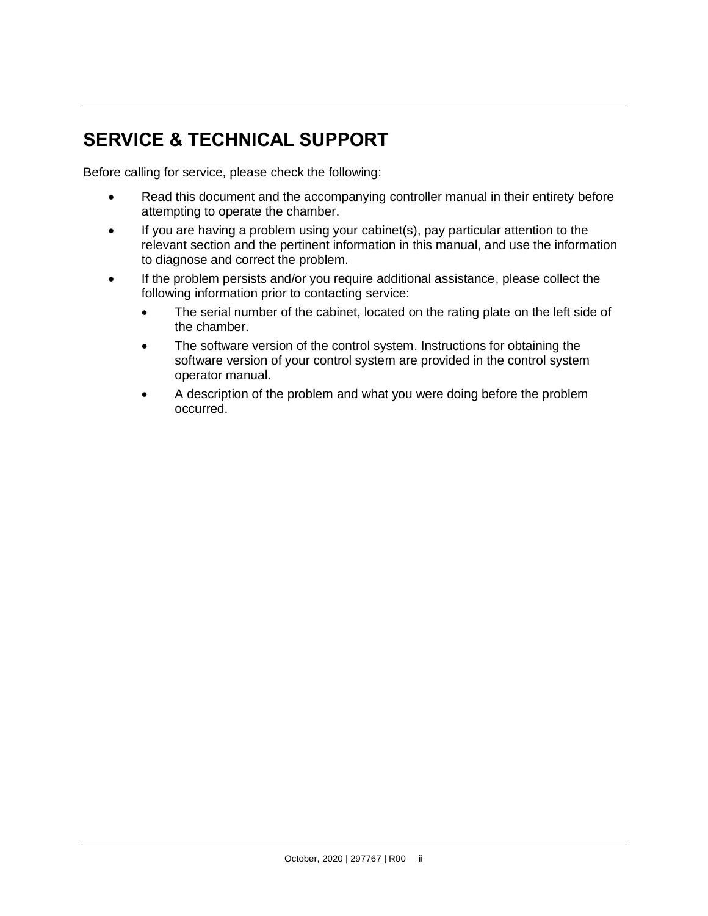## SERVICE & TECHNICAL SUPPORT

Before calling for service, please check the following:

- Read this document and the accompanying controller manual in their entirety before attempting to operate the chamber.
- If you are having a problem using your cabinet(s), pay particular attention to the relevant section and the pertinent information in this manual, and use the information to diagnose and correct the problem.
- If the problem persists and/or you require additional assistance, please collect the following information prior to contacting service:
  - The serial number of the cabinet, located on the rating plate on the left side of the chamber.
  - The software version of the control system. Instructions for obtaining the software version of your control system are provided in the control system operator manual.
  - A description of the problem and what you were doing before the problem occurred.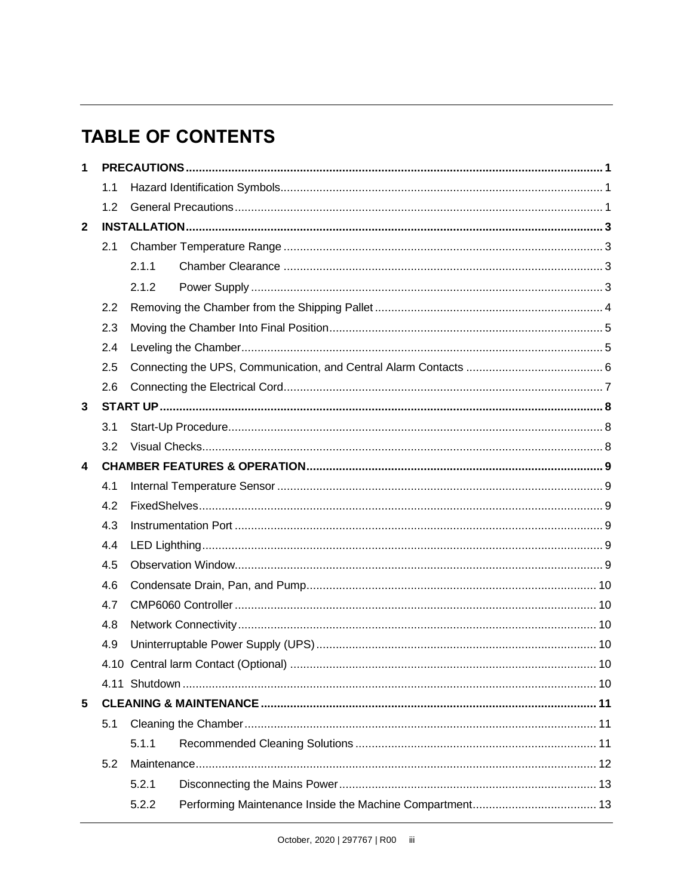# TABLE OF CONTENTS

| | | |
|---|---|---|
| **1** | **PRECAUTIONS** | **1** |
| 1.1 | Hazard Identification Symbols | 1 |
| 1.2 | General Precautions | 1 |
| **2** | **INSTALLATION** | **3** |
| 2.1 | Chamber Temperature Range | 3 |
| 2.1.1 | Chamber Clearance | 3 |
| 2.1.2 | Power Supply | 3 |
| 2.2 | Removing the Chamber from the Shipping Pallet | 4 |
| 2.3 | Moving the Chamber Into Final Position | 5 |
| 2.4 | Leveling the Chamber | 5 |
| 2.5 | Connecting the UPS, Communication, and Central Alarm Contacts | 6 |
| 2.6 | Connecting the Electrical Cord | 7 |
| **3** | **START UP** | **8** |
| 3.1 | Start-Up Procedure | 8 |
| 3.2 | Visual Checks | 8 |
| **4** | **CHAMBER FEATURES & OPERATION** | **9** |
| 4.1 | Internal Temperature Sensor | 9 |
| 4.2 | FixedShelves | 9 |
| 4.3 | Instrumentation Port | 9 |
| 4.4 | LED Lighthing | 9 |
| 4.5 | Observation Window | 9 |
| 4.6 | Condensate Drain, Pan, and Pump | 10 |
| 4.7 | CMP6060 Controller | 10 |
| 4.8 | Network Connectivity | 10 |
| 4.9 | Uninterruptable Power Supply (UPS) | 10 |
| 4.10 | Central larm Contact (Optional) | 10 |
| 4.11 | Shutdown | 10 |
| **5** | **CLEANING & MAINTENANCE** | **11** |
| 5.1 | Cleaning the Chamber | 11 |
| 5.1.1 | Recommended Cleaning Solutions | 11 |
| 5.2 | Maintenance | 12 |
| 5.2.1 | Disconnecting the Mains Power | 13 |
| 5.2.2 | Performing Maintenance Inside the Machine Compartment | 13 |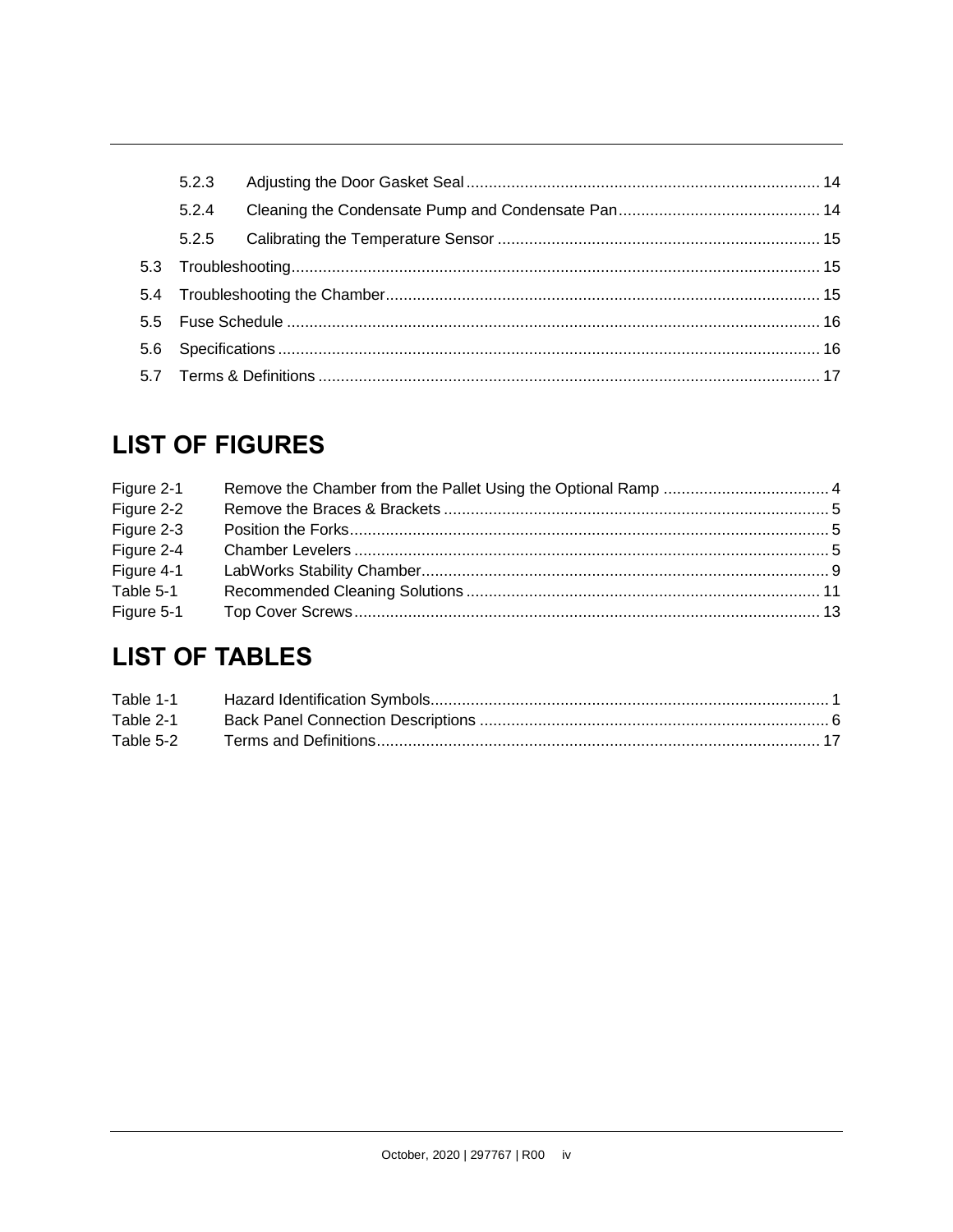5.2.3 Adjusting the Door Gasket Seal ... 14

5.2.4 Cleaning the Condensate Pump and Condensate Pan ... 14

5.2.5 Calibrating the Temperature Sensor ... 15

5.3 Troubleshooting ... 15

5.4 Troubleshooting the Chamber ... 15

5.5 Fuse Schedule ... 16

5.6 Specifications ... 16

5.7 Terms & Definitions ... 17

# LIST OF FIGURES

Figure 2-1 Remove the Chamber from the Pallet Using the Optional Ramp ... 4
Figure 2-2 Remove the Braces & Brackets ... 5
Figure 2-3 Position the Forks ... 5
Figure 2-4 Chamber Levelers ... 5
Figure 4-1 LabWorks Stability Chamber ... 9
Table 5-1 Recommended Cleaning Solutions ... 11
Figure 5-1 Top Cover Screws ... 13

# LIST OF TABLES

Table 1-1 Hazard Identification Symbols ... 1
Table 2-1 Back Panel Connection Descriptions ... 6
Table 5-2 Terms and Definitions ... 17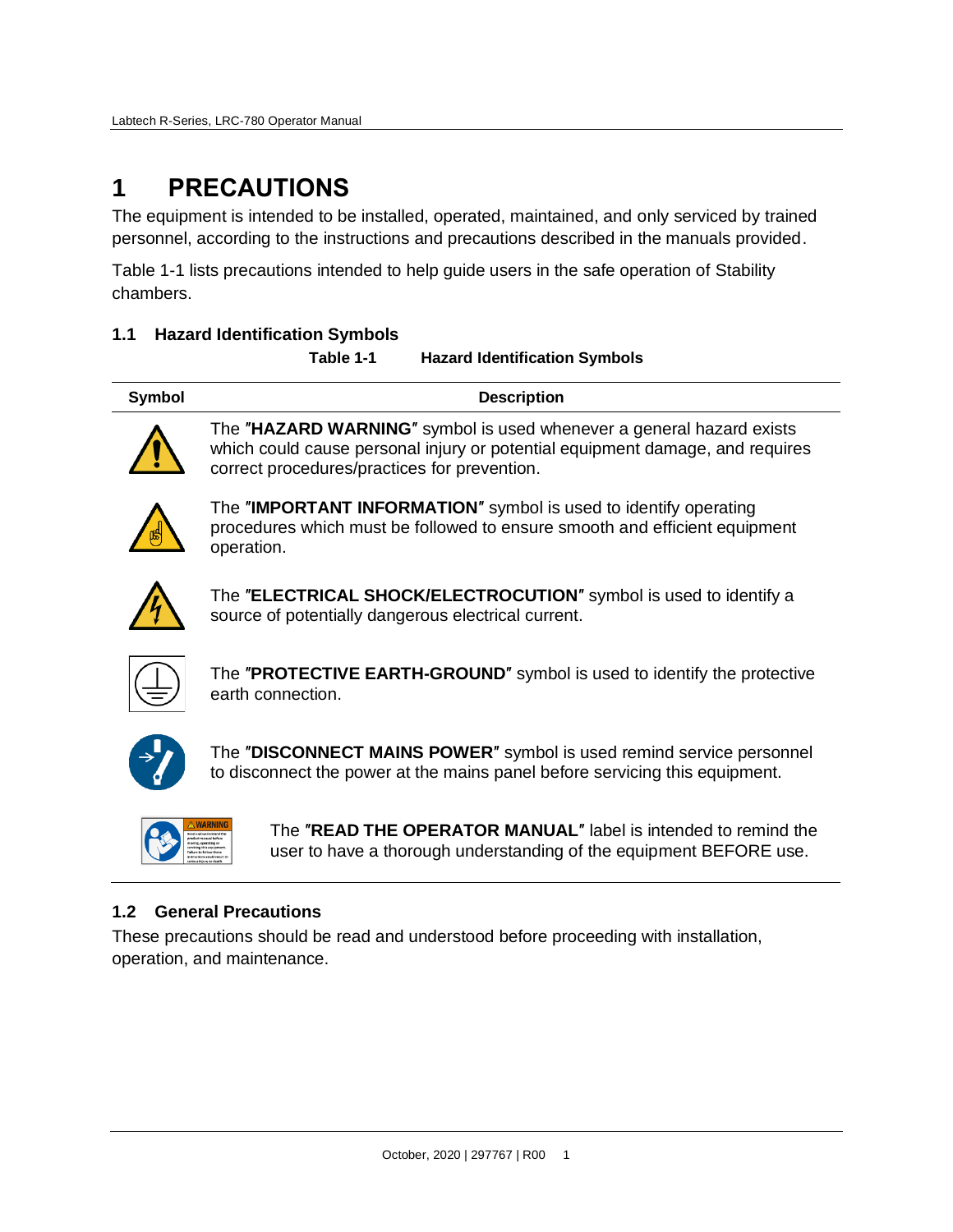# 1 PRECAUTIONS

The equipment is intended to be installed, operated, maintained, and only serviced by trained personnel, according to the instructions and precautions described in the manuals provided.

Table 1-1 lists precautions intended to help guide users in the safe operation of Stability chambers.

## 1.1 Hazard Identification Symbols

**Table 1-1 Hazard Identification Symbols**

| Symbol | Description |
| --- | --- |
| | The ″**HAZARD WARNING**″ symbol is used whenever a general hazard exists which could cause personal injury or potential equipment damage, and requires correct procedures/practices for prevention. |
| | The ″**IMPORTANT INFORMATION**″ symbol is used to identify operating procedures which must be followed to ensure smooth and efficient equipment operation. |
| | The ″**ELECTRICAL SHOCK/ELECTROCUTION**″ symbol is used to identify a source of potentially dangerous electrical current. |
| | The ″**PROTECTIVE EARTH-GROUND**″ symbol is used to identify the protective earth connection. |
| | The ″**DISCONNECT MAINS POWER**″ symbol is used remind service personnel to disconnect the power at the mains panel before servicing this equipment. |
| | The ″**READ THE OPERATOR MANUAL**″ label is intended to remind the user to have a thorough understanding of the equipment BEFORE use. |

## 1.2 General Precautions

These precautions should be read and understood before proceeding with installation, operation, and maintenance.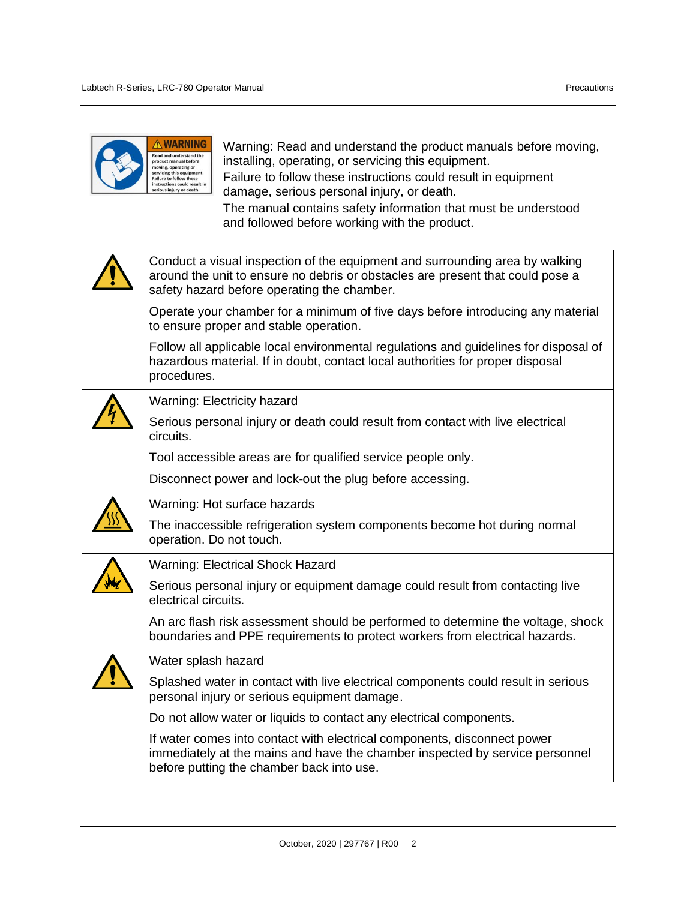Warning: Read and understand the product manuals before moving, installing, operating, or servicing this equipment.
Failure to follow these instructions could result in equipment damage, serious personal injury, or death.
The manual contains safety information that must be understood and followed before working with the product.

| | |
|---|---|
| | Conduct a visual inspection of the equipment and surrounding area by walking around the unit to ensure no debris or obstacles are present that could pose a safety hazard before operating the chamber.<br><br>Operate your chamber for a minimum of five days before introducing any material to ensure proper and stable operation.<br><br>Follow all applicable local environmental regulations and guidelines for disposal of hazardous material. If in doubt, contact local authorities for proper disposal procedures. |
| | Warning: Electricity hazard<br><br>Serious personal injury or death could result from contact with live electrical circuits.<br><br>Tool accessible areas are for qualified service people only.<br><br>Disconnect power and lock-out the plug before accessing. |
| | Warning: Hot surface hazards<br><br>The inaccessible refrigeration system components become hot during normal operation. Do not touch. |
| | Warning: Electrical Shock Hazard<br><br>Serious personal injury or equipment damage could result from contacting live electrical circuits.<br><br>An arc flash risk assessment should be performed to determine the voltage, shock boundaries and PPE requirements to protect workers from electrical hazards. |
| | Water splash hazard<br><br>Splashed water in contact with live electrical components could result in serious personal injury or serious equipment damage.<br><br>Do not allow water or liquids to contact any electrical components.<br><br>If water comes into contact with electrical components, disconnect power immediately at the mains and have the chamber inspected by service personnel before putting the chamber back into use. |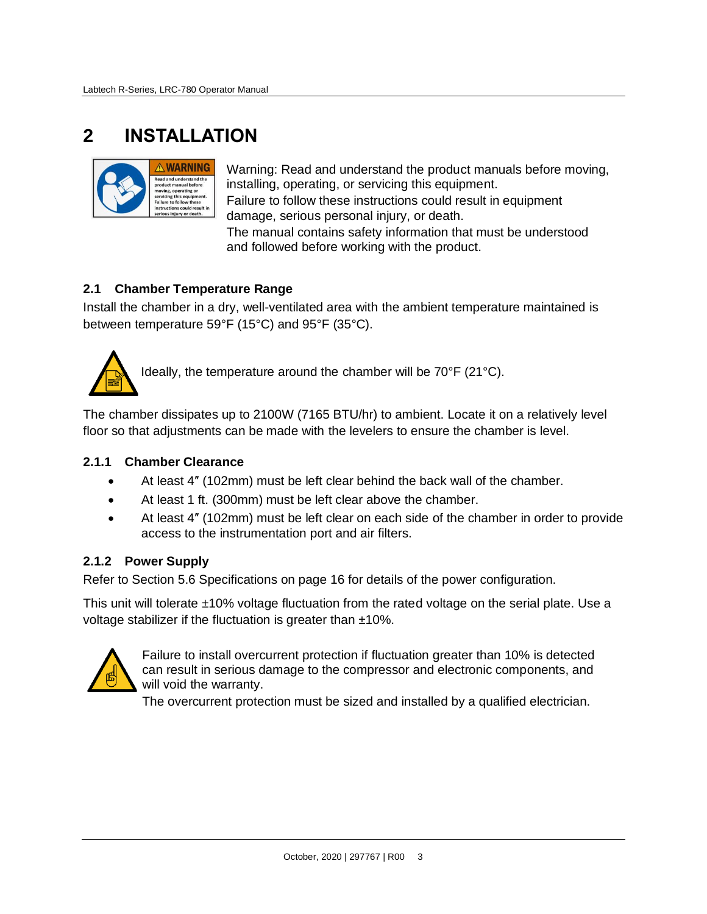# 2 INSTALLATION

Warning: Read and understand the product manuals before moving, installing, operating, or servicing this equipment.
Failure to follow these instructions could result in equipment damage, serious personal injury, or death.
The manual contains safety information that must be understood and followed before working with the product.

## 2.1 Chamber Temperature Range

Install the chamber in a dry, well-ventilated area with the ambient temperature maintained is between temperature 59°F (15°C) and 95°F (35°C).

Ideally, the temperature around the chamber will be 70°F (21°C).

The chamber dissipates up to 2100W (7165 BTU/hr) to ambient. Locate it on a relatively level floor so that adjustments can be made with the levelers to ensure the chamber is level.

### 2.1.1 Chamber Clearance

- At least 4″ (102mm) must be left clear behind the back wall of the chamber.
- At least 1 ft. (300mm) must be left clear above the chamber.
- At least 4″ (102mm) must be left clear on each side of the chamber in order to provide access to the instrumentation port and air filters.

### 2.1.2 Power Supply

Refer to Section 5.6 Specifications on page 16 for details of the power configuration.

This unit will tolerate ±10% voltage fluctuation from the rated voltage on the serial plate. Use a voltage stabilizer if the fluctuation is greater than ±10%.

Failure to install overcurrent protection if fluctuation greater than 10% is detected can result in serious damage to the compressor and electronic components, and will void the warranty.
The overcurrent protection must be sized and installed by a qualified electrician.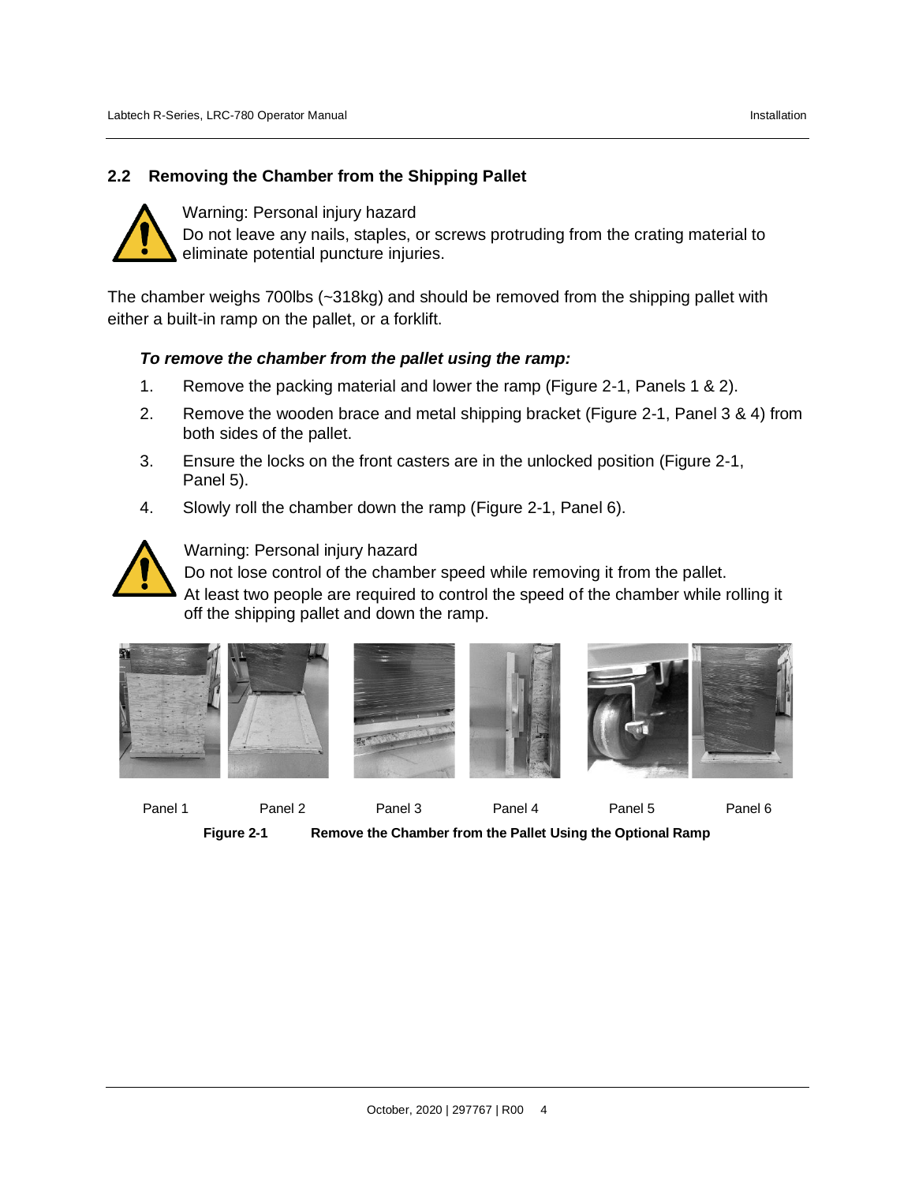## 2.2 Removing the Chamber from the Shipping Pallet

Warning: Personal injury hazard
Do not leave any nails, staples, or screws protruding from the crating material to eliminate potential puncture injuries.

The chamber weighs 700lbs (~318kg) and should be removed from the shipping pallet with either a built-in ramp on the pallet, or a forklift.

***To remove the chamber from the pallet using the ramp:***

1. Remove the packing material and lower the ramp (Figure 2-1, Panels 1 & 2).
2. Remove the wooden brace and metal shipping bracket (Figure 2-1, Panel 3 & 4) from both sides of the pallet.
3. Ensure the locks on the front casters are in the unlocked position (Figure 2-1, Panel 5).
4. Slowly roll the chamber down the ramp (Figure 2-1, Panel 6).

Warning: Personal injury hazard
Do not lose control of the chamber speed while removing it from the pallet.
At least two people are required to control the speed of the chamber while rolling it off the shipping pallet and down the ramp.

Panel 1 Panel 2 Panel 3 Panel 4 Panel 5 Panel 6

**Figure 2-1 Remove the Chamber from the Pallet Using the Optional Ramp**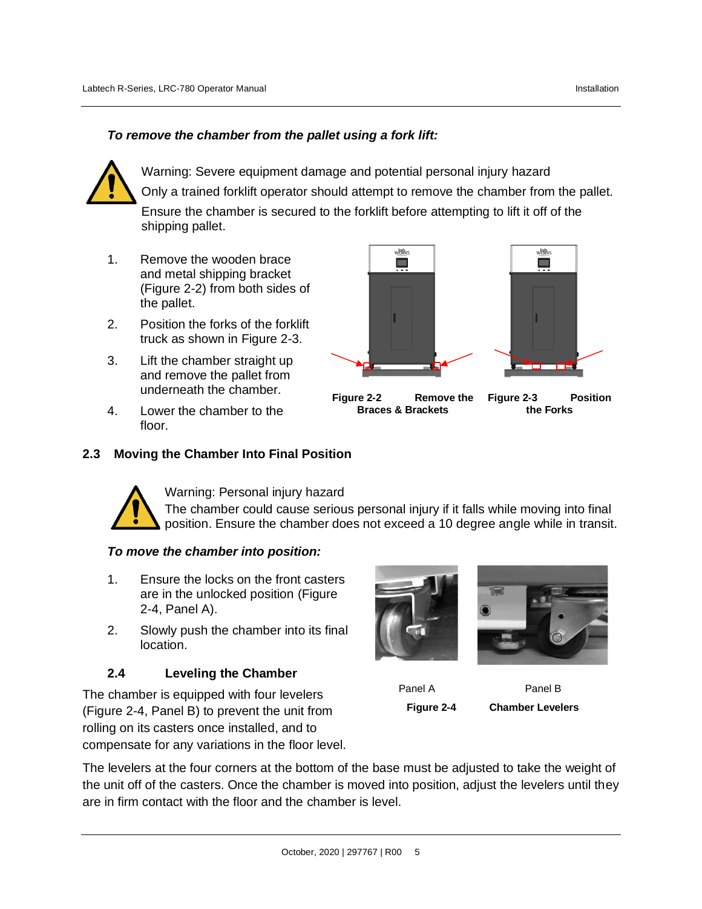***To remove the chamber from the pallet using a fork lift:***

Warning: Severe equipment damage and potential personal injury hazard

Only a trained forklift operator should attempt to remove the chamber from the pallet.

Ensure the chamber is secured to the forklift before attempting to lift it off of the shipping pallet.

1. Remove the wooden brace and metal shipping bracket (Figure 2-2) from both sides of the pallet.
2. Position the forks of the forklift truck as shown in Figure 2-3.
3. Lift the chamber straight up and remove the pallet from underneath the chamber.
4. Lower the chamber to the floor.

**Figure 2-2 Remove the Braces & Brackets**

**Figure 2-3 Position the Forks**

## 2.3 Moving the Chamber Into Final Position

Warning: Personal injury hazard

The chamber could cause serious personal injury if it falls while moving into final position. Ensure the chamber does not exceed a 10 degree angle while in transit.

***To move the chamber into position:***

1. Ensure the locks on the front casters are in the unlocked position (Figure 2-4, Panel A).
2. Slowly push the chamber into its final location.

Panel A

Panel B

**Figure 2-4 Chamber Levelers**

## 2.4 Leveling the Chamber

The chamber is equipped with four levelers (Figure 2-4, Panel B) to prevent the unit from rolling on its casters once installed, and to compensate for any variations in the floor level.

The levelers at the four corners at the bottom of the base must be adjusted to take the weight of the unit off of the casters. Once the chamber is moved into position, adjust the levelers until they are in firm contact with the floor and the chamber is level.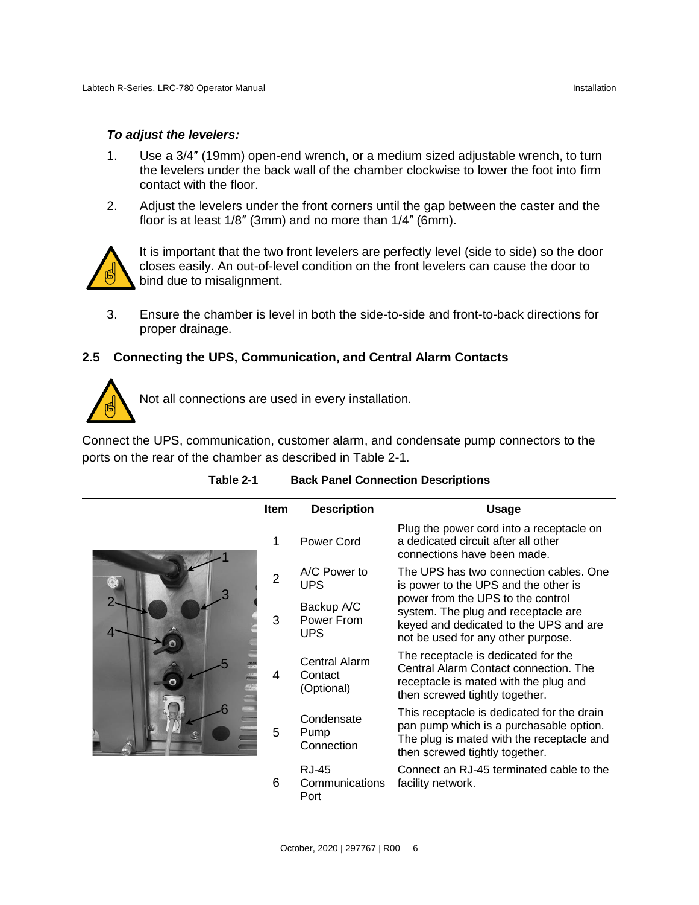### *To adjust the levelers:*

1. Use a 3/4″ (19mm) open-end wrench, or a medium sized adjustable wrench, to turn the levelers under the back wall of the chamber clockwise to lower the foot into firm contact with the floor.
2. Adjust the levelers under the front corners until the gap between the caster and the floor is at least 1/8″ (3mm) and no more than 1/4″ (6mm).

It is important that the two front levelers are perfectly level (side to side) so the door closes easily. An out-of-level condition on the front levelers can cause the door to bind due to misalignment.

3. Ensure the chamber is level in both the side-to-side and front-to-back directions for proper drainage.

## 2.5 Connecting the UPS, Communication, and Central Alarm Contacts

Not all connections are used in every installation.

Connect the UPS, communication, customer alarm, and condensate pump connectors to the ports on the rear of the chamber as described in Table 2-1.

**Table 2-1 Back Panel Connection Descriptions**

| Item | Description | Usage |
|---|---|---|
| 1 | Power Cord | Plug the power cord into a receptacle on a dedicated circuit after all other connections have been made. |
| 2 | A/C Power to UPS | The UPS has two connection cables. One is power to the UPS and the other is power from the UPS to the control system. The plug and receptacle are keyed and dedicated to the UPS and are not be used for any other purpose. |
| 3 | Backup A/C Power From UPS | |
| 4 | Central Alarm Contact (Optional) | The receptacle is dedicated for the Central Alarm Contact connection. The receptacle is mated with the plug and then screwed tightly together. |
| 5 | Condensate Pump Connection | This receptacle is dedicated for the drain pan pump which is a purchasable option. The plug is mated with the receptacle and then screwed tightly together. |
| 6 | RJ-45 Communications Port | Connect an RJ-45 terminated cable to the facility network. |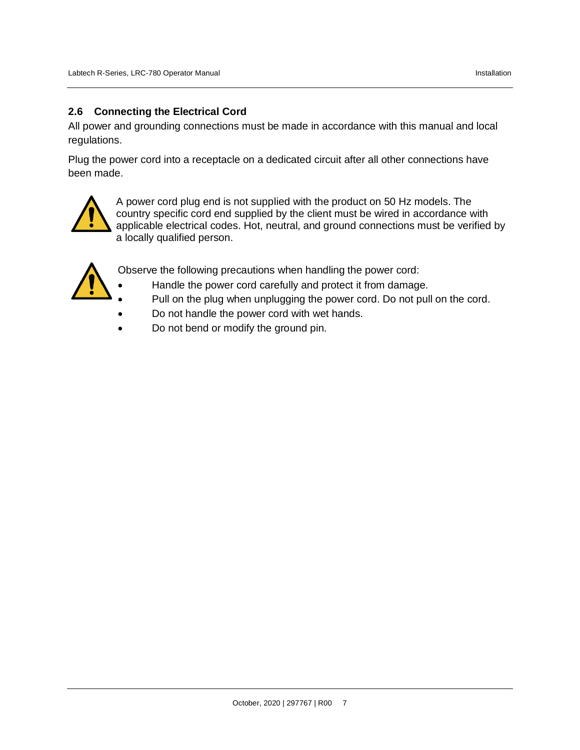## 2.6 Connecting the Electrical Cord

All power and grounding connections must be made in accordance with this manual and local regulations.

Plug the power cord into a receptacle on a dedicated circuit after all other connections have been made.

A power cord plug end is not supplied with the product on 50 Hz models. The country specific cord end supplied by the client must be wired in accordance with applicable electrical codes. Hot, neutral, and ground connections must be verified by a locally qualified person.

Observe the following precautions when handling the power cord:

- Handle the power cord carefully and protect it from damage.
- Pull on the plug when unplugging the power cord. Do not pull on the cord.
- Do not handle the power cord with wet hands.
- Do not bend or modify the ground pin.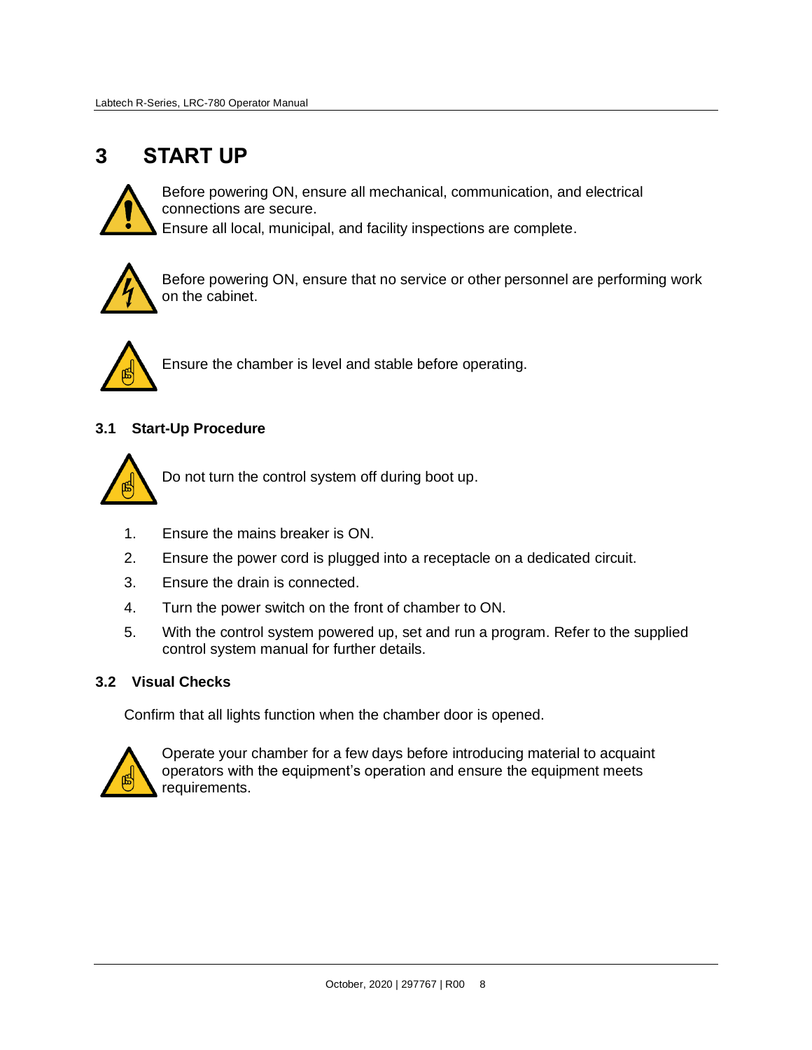# 3 START UP

Before powering ON, ensure all mechanical, communication, and electrical connections are secure.
Ensure all local, municipal, and facility inspections are complete.

Before powering ON, ensure that no service or other personnel are performing work on the cabinet.

Ensure the chamber is level and stable before operating.

## 3.1 Start-Up Procedure

Do not turn the control system off during boot up.

1. Ensure the mains breaker is ON.
2. Ensure the power cord is plugged into a receptacle on a dedicated circuit.
3. Ensure the drain is connected.
4. Turn the power switch on the front of chamber to ON.
5. With the control system powered up, set and run a program. Refer to the supplied control system manual for further details.

## 3.2 Visual Checks

Confirm that all lights function when the chamber door is opened.

Operate your chamber for a few days before introducing material to acquaint operators with the equipment's operation and ensure the equipment meets requirements.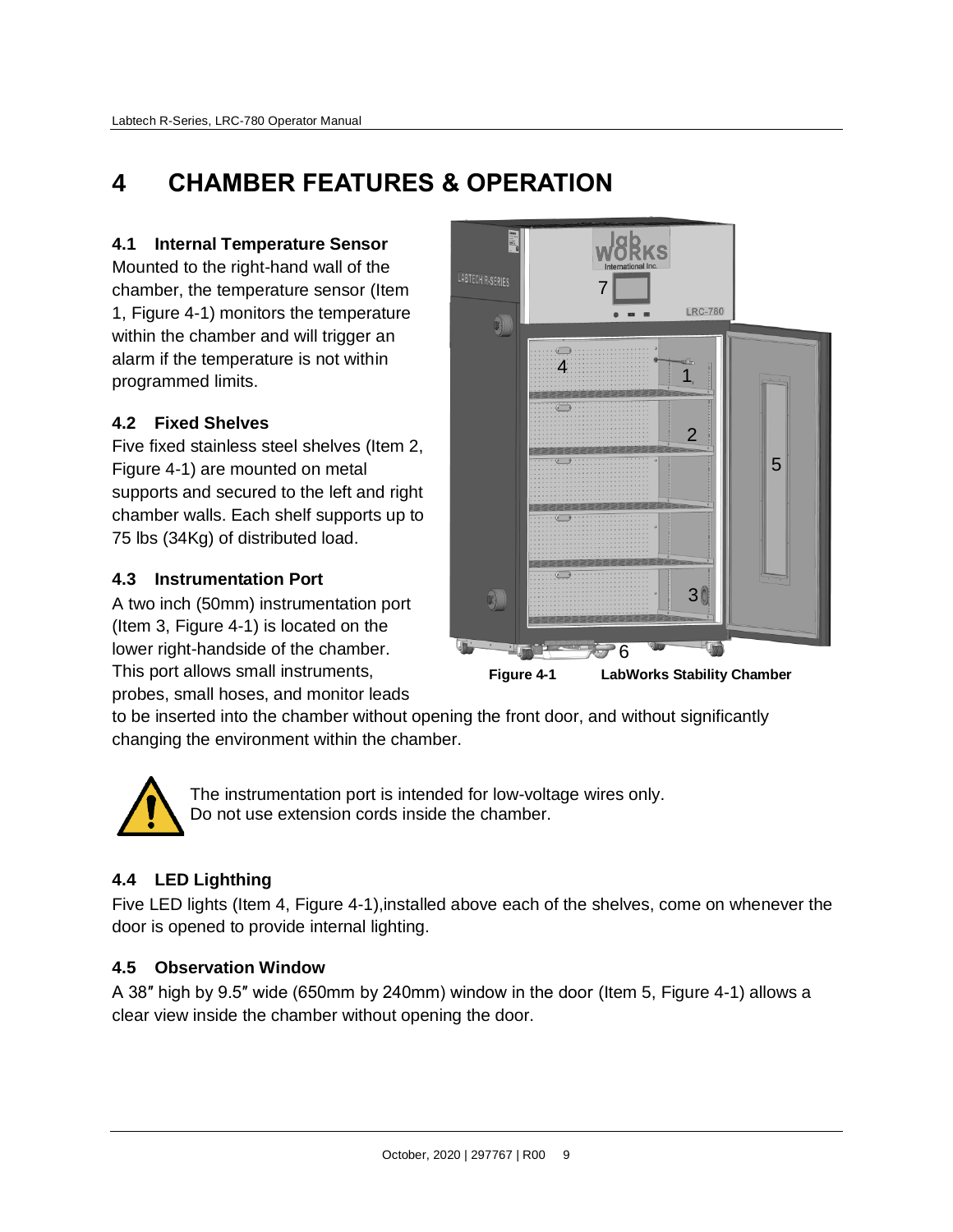# 4 CHAMBER FEATURES & OPERATION

### 4.1 Internal Temperature Sensor

Mounted to the right-hand wall of the chamber, the temperature sensor (Item 1, Figure 4-1) monitors the temperature within the chamber and will trigger an alarm if the temperature is not within programmed limits.

### 4.2 Fixed Shelves

Five fixed stainless steel shelves (Item 2, Figure 4-1) are mounted on metal supports and secured to the left and right chamber walls. Each shelf supports up to 75 lbs (34Kg) of distributed load.

### 4.3 Instrumentation Port

A two inch (50mm) instrumentation port (Item 3, Figure 4-1) is located on the lower right-handside of the chamber. This port allows small instruments, probes, small hoses, and monitor leads to be inserted into the chamber without opening the front door, and without significantly changing the environment within the chamber.

**Figure 4-1 LabWorks Stability Chamber**

The instrumentation port is intended for low-voltage wires only.
Do not use extension cords inside the chamber.

### 4.4 LED Lighthing

Five LED lights (Item 4, Figure 4-1),installed above each of the shelves, come on whenever the door is opened to provide internal lighting.

### 4.5 Observation Window

A 38″ high by 9.5″ wide (650mm by 240mm) window in the door (Item 5, Figure 4-1) allows a clear view inside the chamber without opening the door.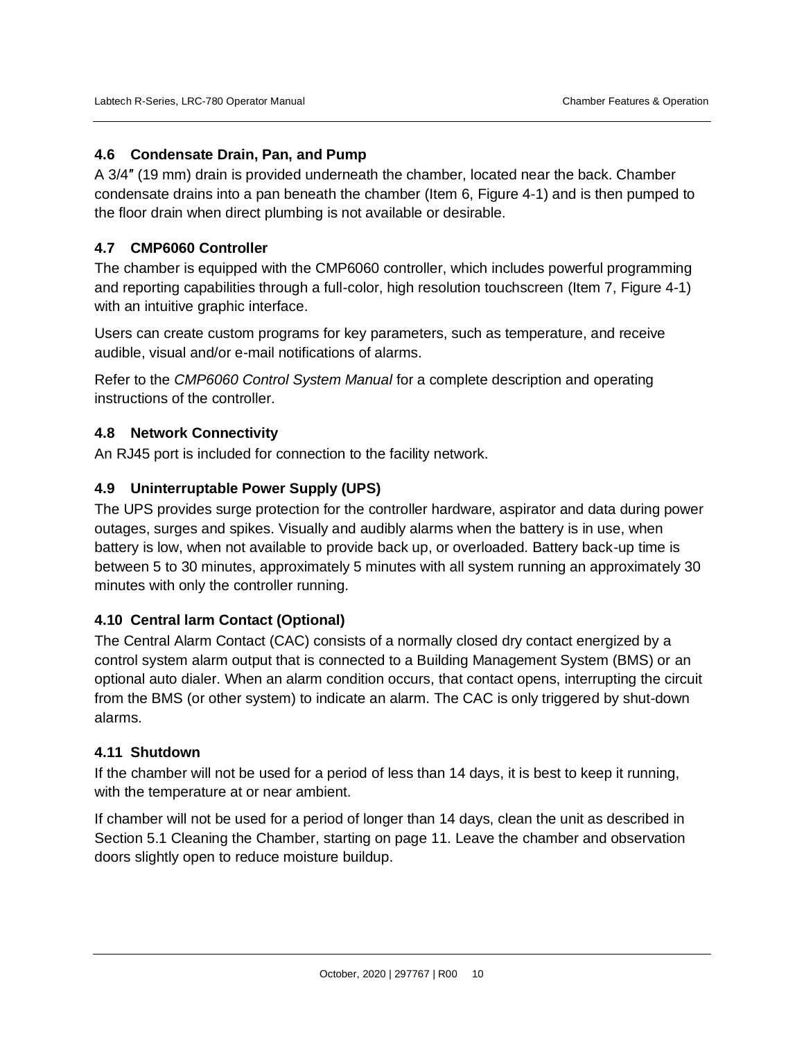## 4.6 Condensate Drain, Pan, and Pump

A 3/4″ (19 mm) drain is provided underneath the chamber, located near the back. Chamber condensate drains into a pan beneath the chamber (Item 6, Figure 4-1) and is then pumped to the floor drain when direct plumbing is not available or desirable.

## 4.7 CMP6060 Controller

The chamber is equipped with the CMP6060 controller, which includes powerful programming and reporting capabilities through a full-color, high resolution touchscreen (Item 7, Figure 4-1) with an intuitive graphic interface.

Users can create custom programs for key parameters, such as temperature, and receive audible, visual and/or e-mail notifications of alarms.

Refer to the *CMP6060 Control System Manual* for a complete description and operating instructions of the controller.

## 4.8 Network Connectivity

An RJ45 port is included for connection to the facility network.

## 4.9 Uninterruptable Power Supply (UPS)

The UPS provides surge protection for the controller hardware, aspirator and data during power outages, surges and spikes. Visually and audibly alarms when the battery is in use, when battery is low, when not available to provide back up, or overloaded. Battery back-up time is between 5 to 30 minutes, approximately 5 minutes with all system running an approximately 30 minutes with only the controller running.

## 4.10 Central larm Contact (Optional)

The Central Alarm Contact (CAC) consists of a normally closed dry contact energized by a control system alarm output that is connected to a Building Management System (BMS) or an optional auto dialer. When an alarm condition occurs, that contact opens, interrupting the circuit from the BMS (or other system) to indicate an alarm. The CAC is only triggered by shut-down alarms.

## 4.11 Shutdown

If the chamber will not be used for a period of less than 14 days, it is best to keep it running, with the temperature at or near ambient.

If chamber will not be used for a period of longer than 14 days, clean the unit as described in Section 5.1 Cleaning the Chamber, starting on page 11. Leave the chamber and observation doors slightly open to reduce moisture buildup.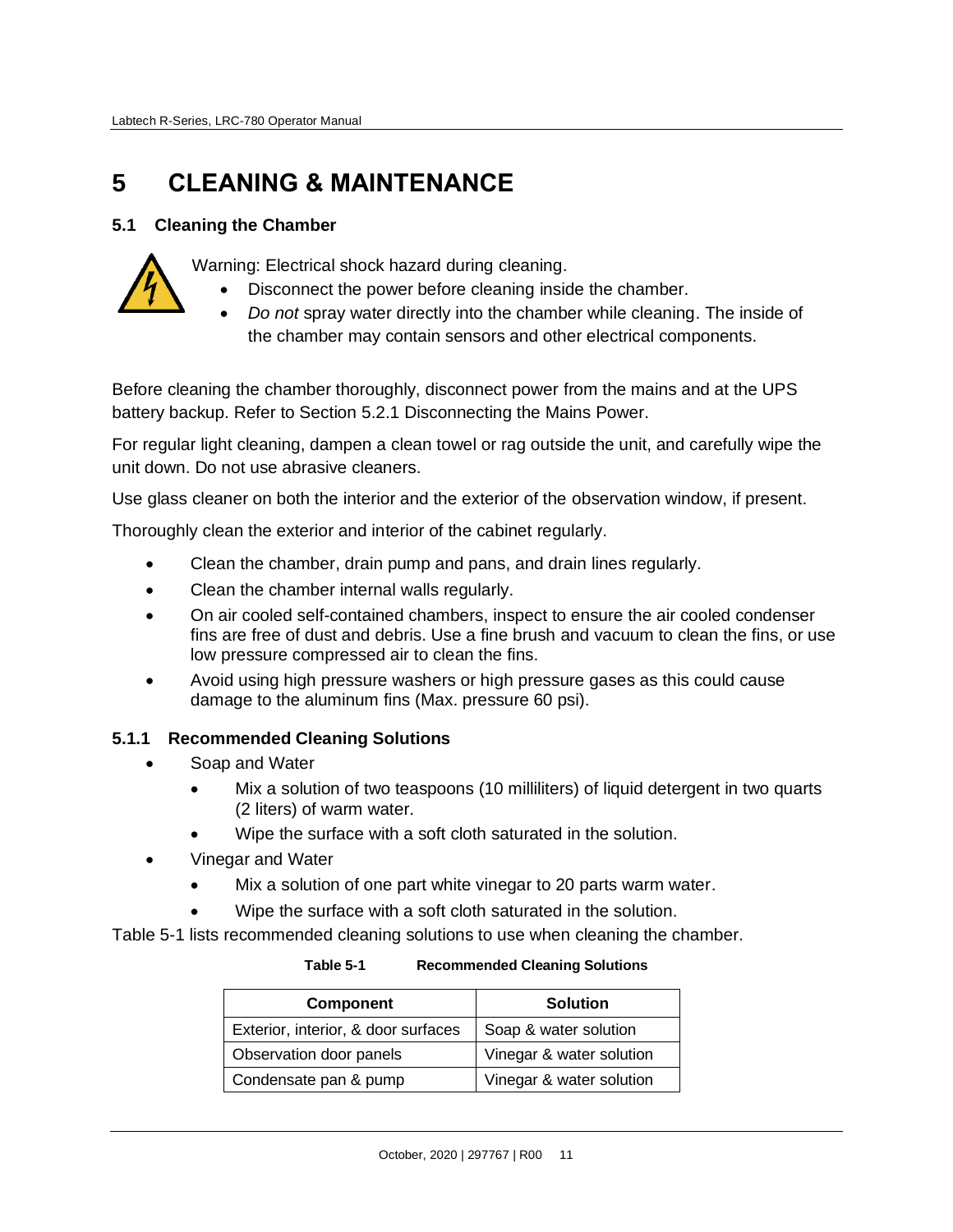# 5 CLEANING & MAINTENANCE

## 5.1 Cleaning the Chamber

Warning: Electrical shock hazard during cleaning.

- Disconnect the power before cleaning inside the chamber.
- *Do not* spray water directly into the chamber while cleaning. The inside of the chamber may contain sensors and other electrical components.

Before cleaning the chamber thoroughly, disconnect power from the mains and at the UPS battery backup. Refer to Section 5.2.1 Disconnecting the Mains Power.

For regular light cleaning, dampen a clean towel or rag outside the unit, and carefully wipe the unit down. Do not use abrasive cleaners.

Use glass cleaner on both the interior and the exterior of the observation window, if present.

Thoroughly clean the exterior and interior of the cabinet regularly.

- Clean the chamber, drain pump and pans, and drain lines regularly.
- Clean the chamber internal walls regularly.
- On air cooled self-contained chambers, inspect to ensure the air cooled condenser fins are free of dust and debris. Use a fine brush and vacuum to clean the fins, or use low pressure compressed air to clean the fins.
- Avoid using high pressure washers or high pressure gases as this could cause damage to the aluminum fins (Max. pressure 60 psi).

### 5.1.1 Recommended Cleaning Solutions

- Soap and Water
  - Mix a solution of two teaspoons (10 milliliters) of liquid detergent in two quarts (2 liters) of warm water.
  - Wipe the surface with a soft cloth saturated in the solution.
- Vinegar and Water
  - Mix a solution of one part white vinegar to 20 parts warm water.
  - Wipe the surface with a soft cloth saturated in the solution.

Table 5-1 lists recommended cleaning solutions to use when cleaning the chamber.

**Table 5-1 Recommended Cleaning Solutions**

| Component | Solution |
|---|---|
| Exterior, interior, & door surfaces | Soap & water solution |
| Observation door panels | Vinegar & water solution |
| Condensate pan & pump | Vinegar & water solution |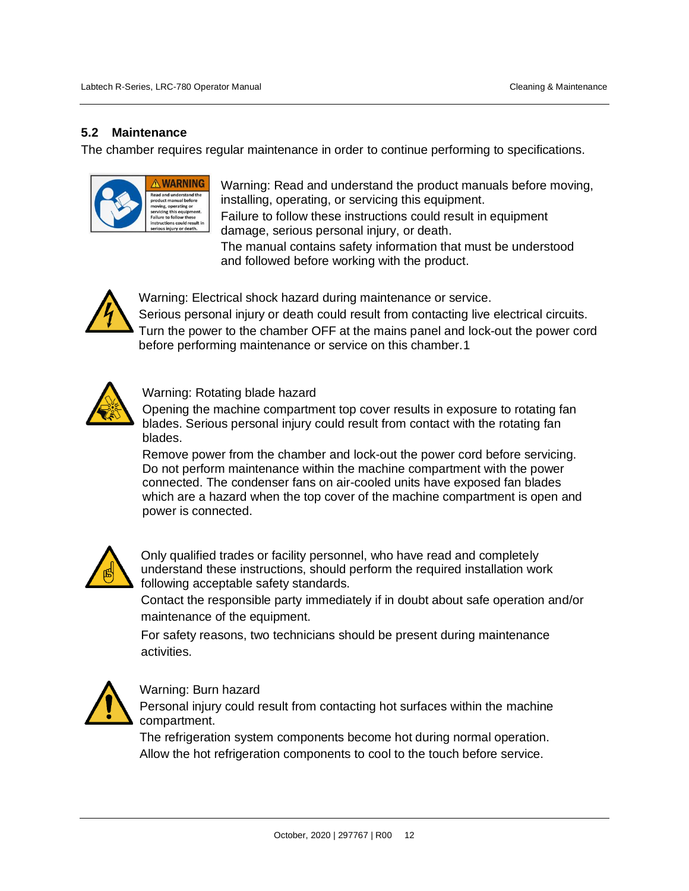## 5.2 Maintenance

The chamber requires regular maintenance in order to continue performing to specifications.

Warning: Read and understand the product manuals before moving, installing, operating, or servicing this equipment.
Failure to follow these instructions could result in equipment damage, serious personal injury, or death.
The manual contains safety information that must be understood and followed before working with the product.

Warning: Electrical shock hazard during maintenance or service.
Serious personal injury or death could result from contacting live electrical circuits.
Turn the power to the chamber OFF at the mains panel and lock-out the power cord before performing maintenance or service on this chamber.1

Warning: Rotating blade hazard
Opening the machine compartment top cover results in exposure to rotating fan blades. Serious personal injury could result from contact with the rotating fan blades.

Remove power from the chamber and lock-out the power cord before servicing. Do not perform maintenance within the machine compartment with the power connected. The condenser fans on air-cooled units have exposed fan blades which are a hazard when the top cover of the machine compartment is open and power is connected.

Only qualified trades or facility personnel, who have read and completely understand these instructions, should perform the required installation work following acceptable safety standards.

Contact the responsible party immediately if in doubt about safe operation and/or maintenance of the equipment.

For safety reasons, two technicians should be present during maintenance activities.

Warning: Burn hazard
Personal injury could result from contacting hot surfaces within the machine compartment.

The refrigeration system components become hot during normal operation.
Allow the hot refrigeration components to cool to the touch before service.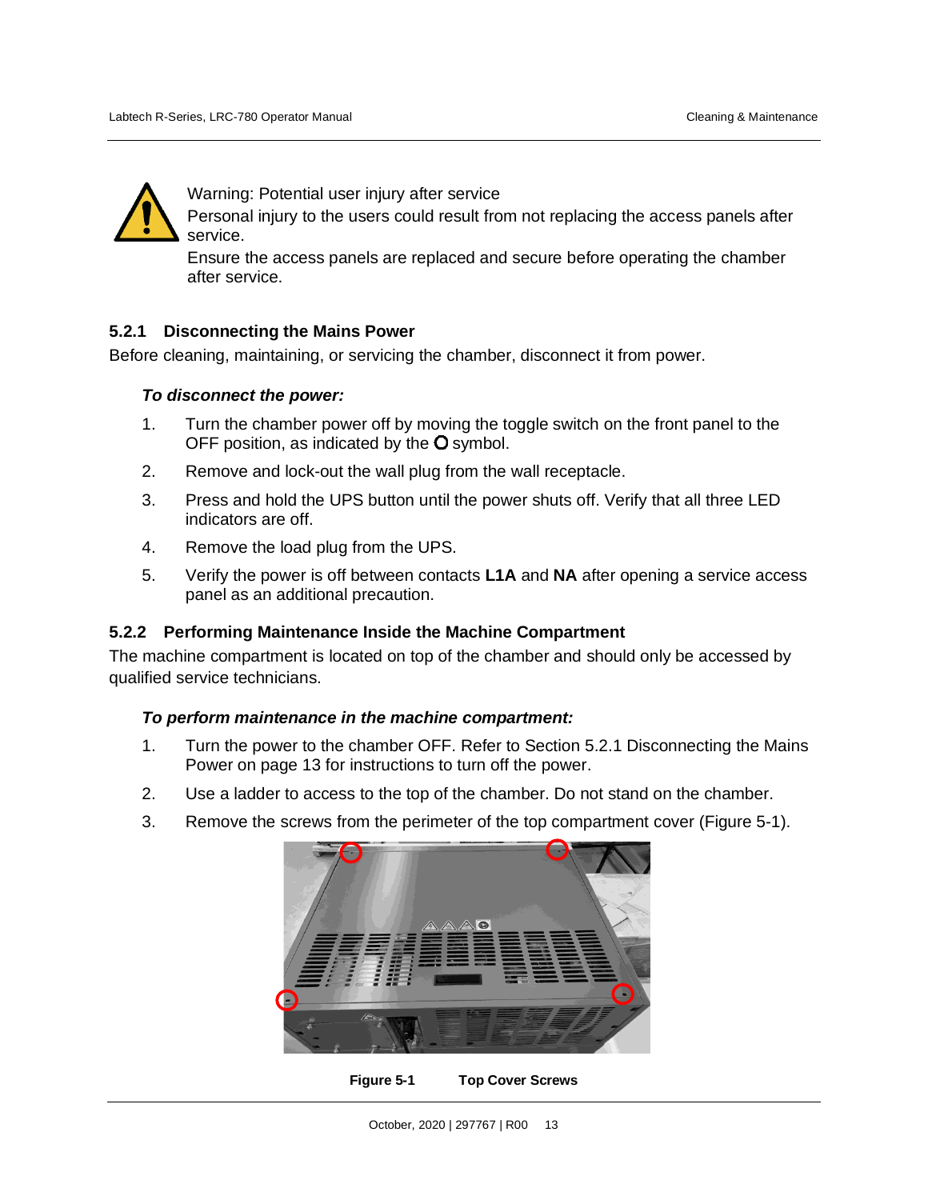Warning: Potential user injury after service

Personal injury to the users could result from not replacing the access panels after service.

Ensure the access panels are replaced and secure before operating the chamber after service.

### 5.2.1 Disconnecting the Mains Power

Before cleaning, maintaining, or servicing the chamber, disconnect it from power.

***To disconnect the power:***

1. Turn the chamber power off by moving the toggle switch on the front panel to the OFF position, as indicated by the O symbol.
2. Remove and lock-out the wall plug from the wall receptacle.
3. Press and hold the UPS button until the power shuts off. Verify that all three LED indicators are off.
4. Remove the load plug from the UPS.
5. Verify the power is off between contacts **L1A** and **NA** after opening a service access panel as an additional precaution.

### 5.2.2 Performing Maintenance Inside the Machine Compartment

The machine compartment is located on top of the chamber and should only be accessed by qualified service technicians.

***To perform maintenance in the machine compartment:***

1. Turn the power to the chamber OFF. Refer to Section 5.2.1 Disconnecting the Mains Power on page 13 for instructions to turn off the power.
2. Use a ladder to access to the top of the chamber. Do not stand on the chamber.
3. Remove the screws from the perimeter of the top compartment cover (Figure 5-1).

**Figure 5-1 Top Cover Screws**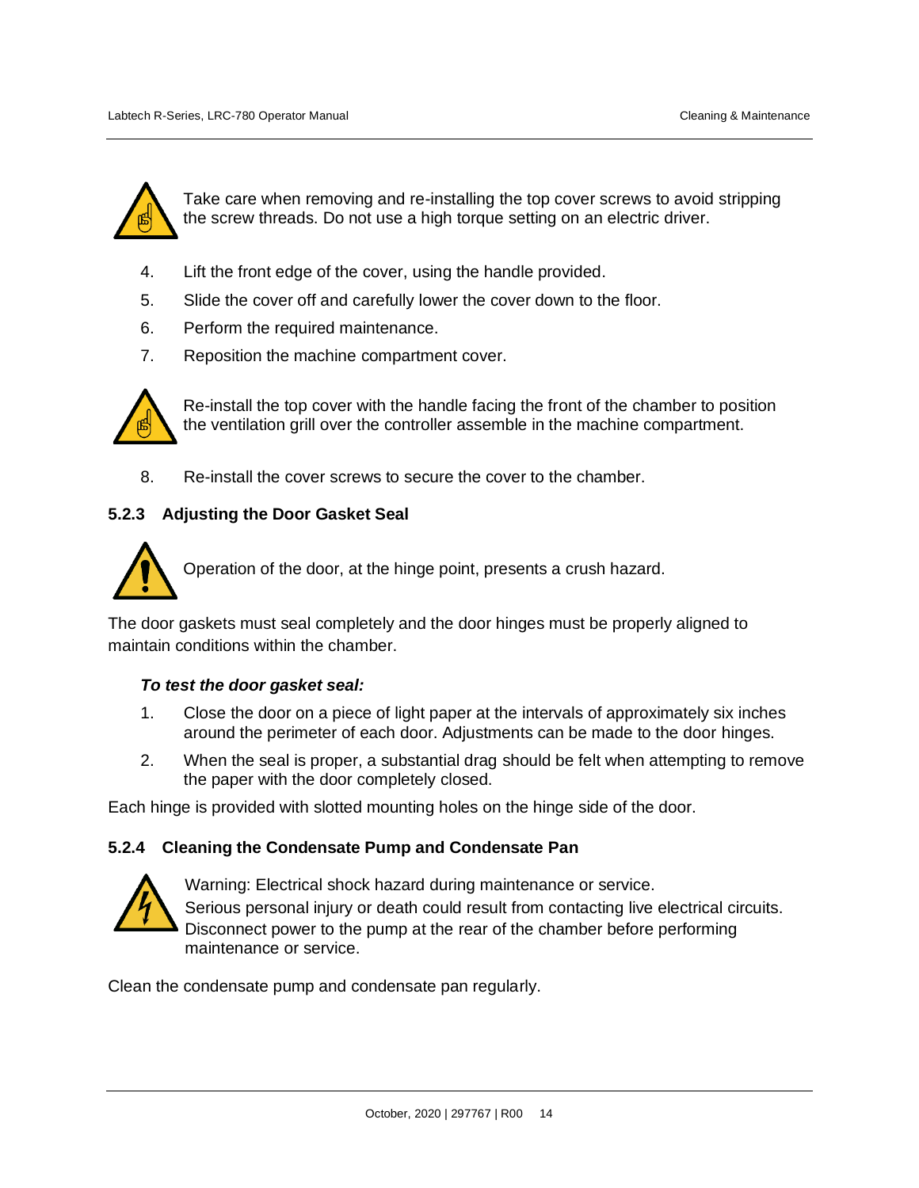Take care when removing and re-installing the top cover screws to avoid stripping the screw threads. Do not use a high torque setting on an electric driver.

4. Lift the front edge of the cover, using the handle provided.
5. Slide the cover off and carefully lower the cover down to the floor.
6. Perform the required maintenance.
7. Reposition the machine compartment cover.

Re-install the top cover with the handle facing the front of the chamber to position the ventilation grill over the controller assemble in the machine compartment.

8. Re-install the cover screws to secure the cover to the chamber.

### 5.2.3 Adjusting the Door Gasket Seal

Operation of the door, at the hinge point, presents a crush hazard.

The door gaskets must seal completely and the door hinges must be properly aligned to maintain conditions within the chamber.

***To test the door gasket seal:***

1. Close the door on a piece of light paper at the intervals of approximately six inches around the perimeter of each door. Adjustments can be made to the door hinges.
2. When the seal is proper, a substantial drag should be felt when attempting to remove the paper with the door completely closed.

Each hinge is provided with slotted mounting holes on the hinge side of the door.

### 5.2.4 Cleaning the Condensate Pump and Condensate Pan

Warning: Electrical shock hazard during maintenance or service.
Serious personal injury or death could result from contacting live electrical circuits.
Disconnect power to the pump at the rear of the chamber before performing maintenance or service.

Clean the condensate pump and condensate pan regularly.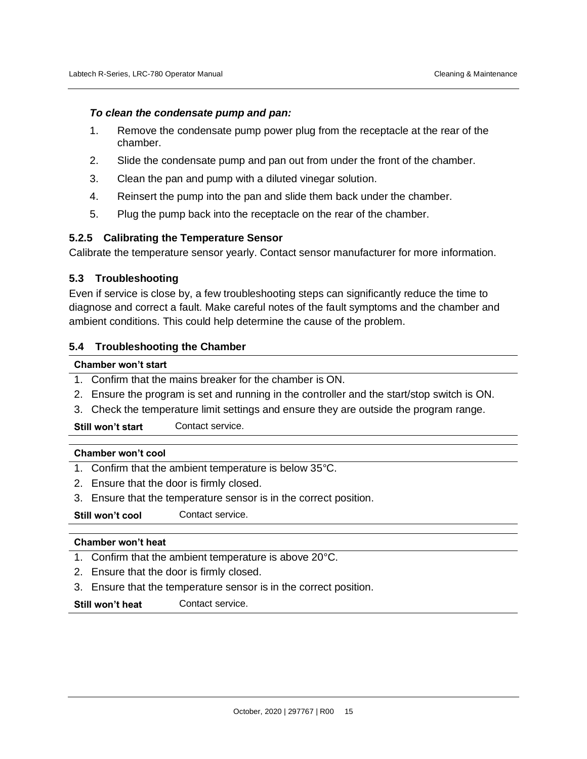***To clean the condensate pump and pan:***

1. Remove the condensate pump power plug from the receptacle at the rear of the chamber.
2. Slide the condensate pump and pan out from under the front of the chamber.
3. Clean the pan and pump with a diluted vinegar solution.
4. Reinsert the pump into the pan and slide them back under the chamber.
5. Plug the pump back into the receptacle on the rear of the chamber.

### 5.2.5 Calibrating the Temperature Sensor

Calibrate the temperature sensor yearly. Contact sensor manufacturer for more information.

## 5.3 Troubleshooting

Even if service is close by, a few troubleshooting steps can significantly reduce the time to diagnose and correct a fault. Make careful notes of the fault symptoms and the chamber and ambient conditions. This could help determine the cause of the problem.

## 5.4 Troubleshooting the Chamber

**Chamber won't start**

1. Confirm that the mains breaker for the chamber is ON.
2. Ensure the program is set and running in the controller and the start/stop switch is ON.
3. Check the temperature limit settings and ensure they are outside the program range.

**Still won't start** Contact service.

**Chamber won't cool**

1. Confirm that the ambient temperature is below 35°C.
2. Ensure that the door is firmly closed.
3. Ensure that the temperature sensor is in the correct position.

**Still won't cool** Contact service.

**Chamber won't heat**

1. Confirm that the ambient temperature is above 20°C.
2. Ensure that the door is firmly closed.
3. Ensure that the temperature sensor is in the correct position.

**Still won't heat** Contact service.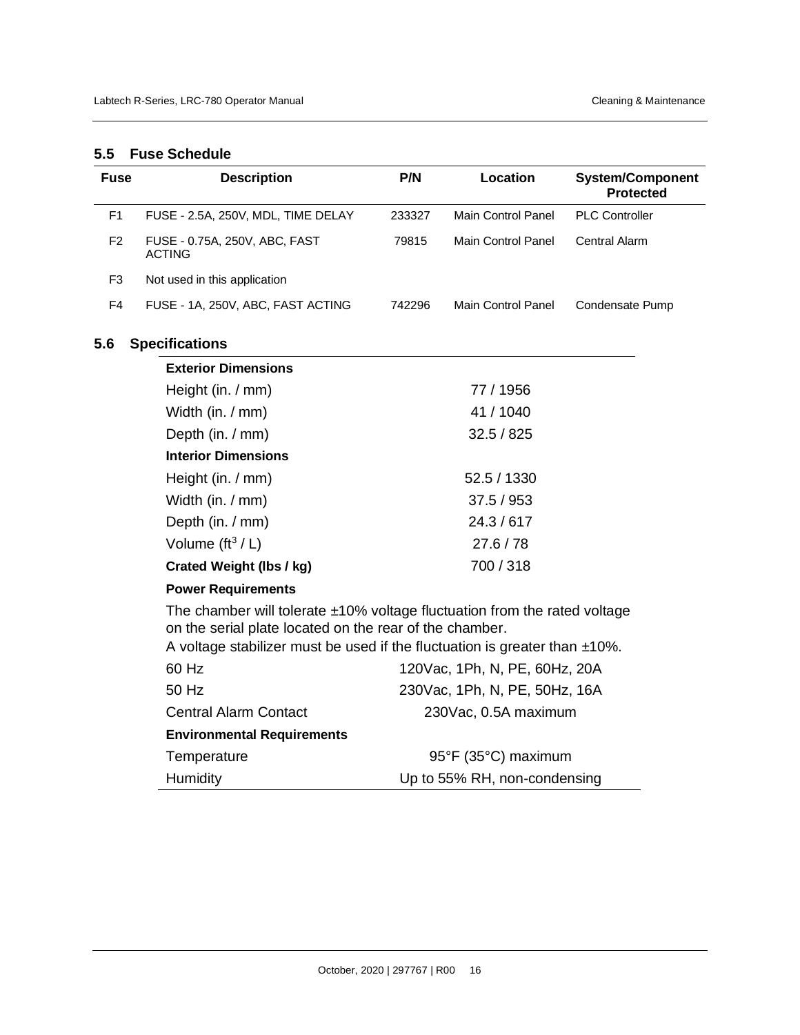## 5.5 Fuse Schedule

| Fuse | Description | P/N | Location | System/Component Protected |
|---|---|---|---|---|
| F1 | FUSE - 2.5A, 250V, MDL, TIME DELAY | 233327 | Main Control Panel | PLC Controller |
| F2 | FUSE - 0.75A, 250V, ABC, FAST ACTING | 79815 | Main Control Panel | Central Alarm |
| F3 | Not used in this application | | | |
| F4 | FUSE - 1A, 250V, ABC, FAST ACTING | 742296 | Main Control Panel | Condensate Pump |

## 5.6 Specifications

| | |
|---|---|
| **Exterior Dimensions** | |
| Height (in. / mm) | 77 / 1956 |
| Width (in. / mm) | 41 / 1040 |
| Depth (in. / mm) | 32.5 / 825 |
| **Interior Dimensions** | |
| Height (in. / mm) | 52.5 / 1330 |
| Width (in. / mm) | 37.5 / 953 |
| Depth (in. / mm) | 24.3 / 617 |
| Volume ($ft^3$ / L) | 27.6 / 78 |
| **Crated Weight (lbs / kg)** | 700 / 318 |
| **Power Requirements** | |
| The chamber will tolerate ±10% voltage fluctuation from the rated voltage on the serial plate located on the rear of the chamber. A voltage stabilizer must be used if the fluctuation is greater than ±10%. | |
| 60 Hz | 120Vac, 1Ph, N, PE, 60Hz, 20A |
| 50 Hz | 230Vac, 1Ph, N, PE, 50Hz, 16A |
| Central Alarm Contact | 230Vac, 0.5A maximum |
| **Environmental Requirements** | |
| Temperature | 95°F (35°C) maximum |
| Humidity | Up to 55% RH, non-condensing |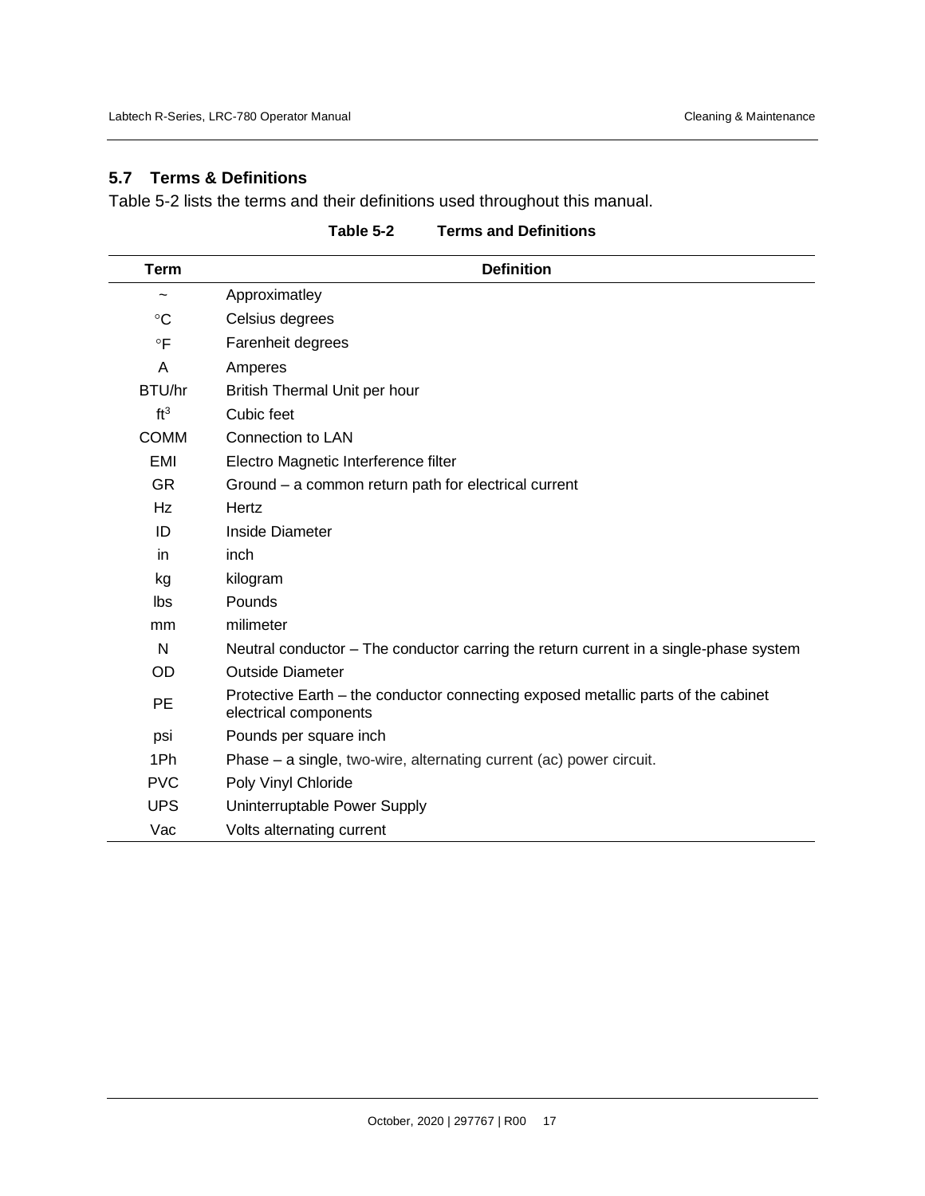## 5.7 Terms & Definitions

Table 5-2 lists the terms and their definitions used throughout this manual.

**Table 5-2 Terms and Definitions**

| Term | Definition |
|---|---|
| ~ | Approximatley |
| °C | Celsius degrees |
| °F | Farenheit degrees |
| A | Amperes |
| BTU/hr | British Thermal Unit per hour |
| $ft^3$ | Cubic feet |
| COMM | Connection to LAN |
| EMI | Electro Magnetic Interference filter |
| GR | Ground – a common return path for electrical current |
| Hz | Hertz |
| ID | Inside Diameter |
| in | inch |
| kg | kilogram |
| lbs | Pounds |
| mm | milimeter |
| N | Neutral conductor – The conductor carring the return current in a single-phase system |
| OD | Outside Diameter |
| PE | Protective Earth – the conductor connecting exposed metallic parts of the cabinet electrical components |
| psi | Pounds per square inch |
| 1Ph | Phase – a single, two-wire, alternating current (ac) power circuit. |
| PVC | Poly Vinyl Chloride |
| UPS | Uninterruptable Power Supply |
| Vac | Volts alternating current |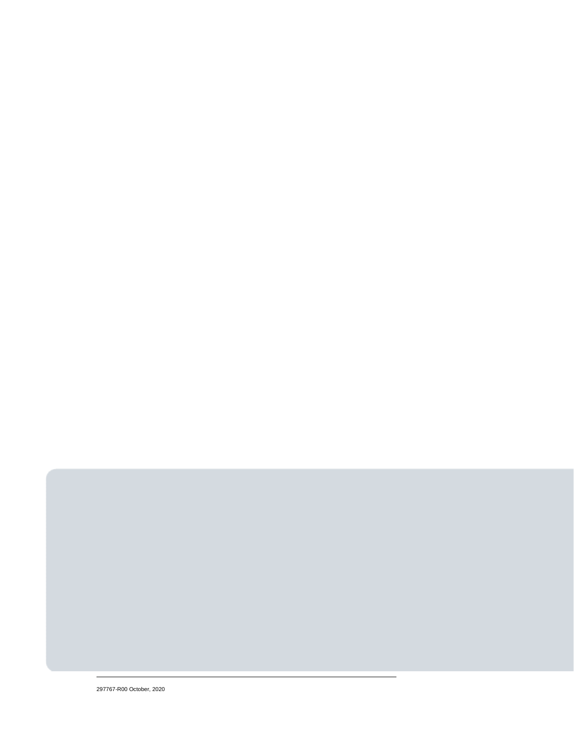297767-R00 October, 2020